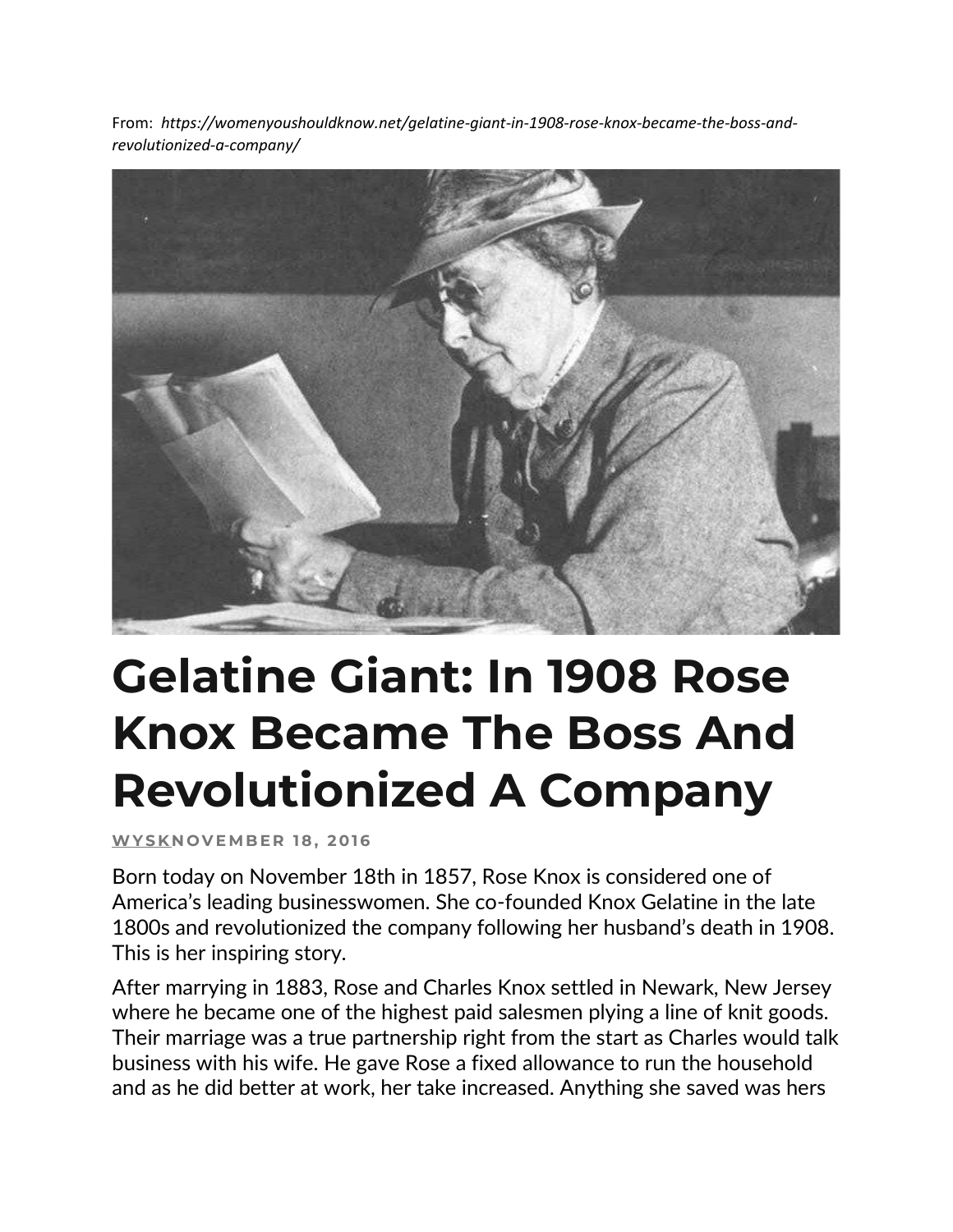From: *https://womenyoushouldknow.net/gelatine-giant-in-1908-rose-knox-became-the-boss-and-revolutionized-a-company/*

# Gelatine Giant: In 1908 Rose Knox Became The Boss And Revolutionized A Company

**WYSKNOVEMBER 18, 2016**

Born today on November 18th in 1857, Rose Knox is considered one of America's leading businesswomen. She co-founded Knox Gelatine in the late 1800s and revolutionized the company following her husband's death in 1908. This is her inspiring story.

After marrying in 1883, Rose and Charles Knox settled in Newark, New Jersey where he became one of the highest paid salesmen plying a line of knit goods. Their marriage was a true partnership right from the start as Charles would talk business with his wife. He gave Rose a fixed allowance to run the household and as he did better at work, her take increased. Anything she saved was hers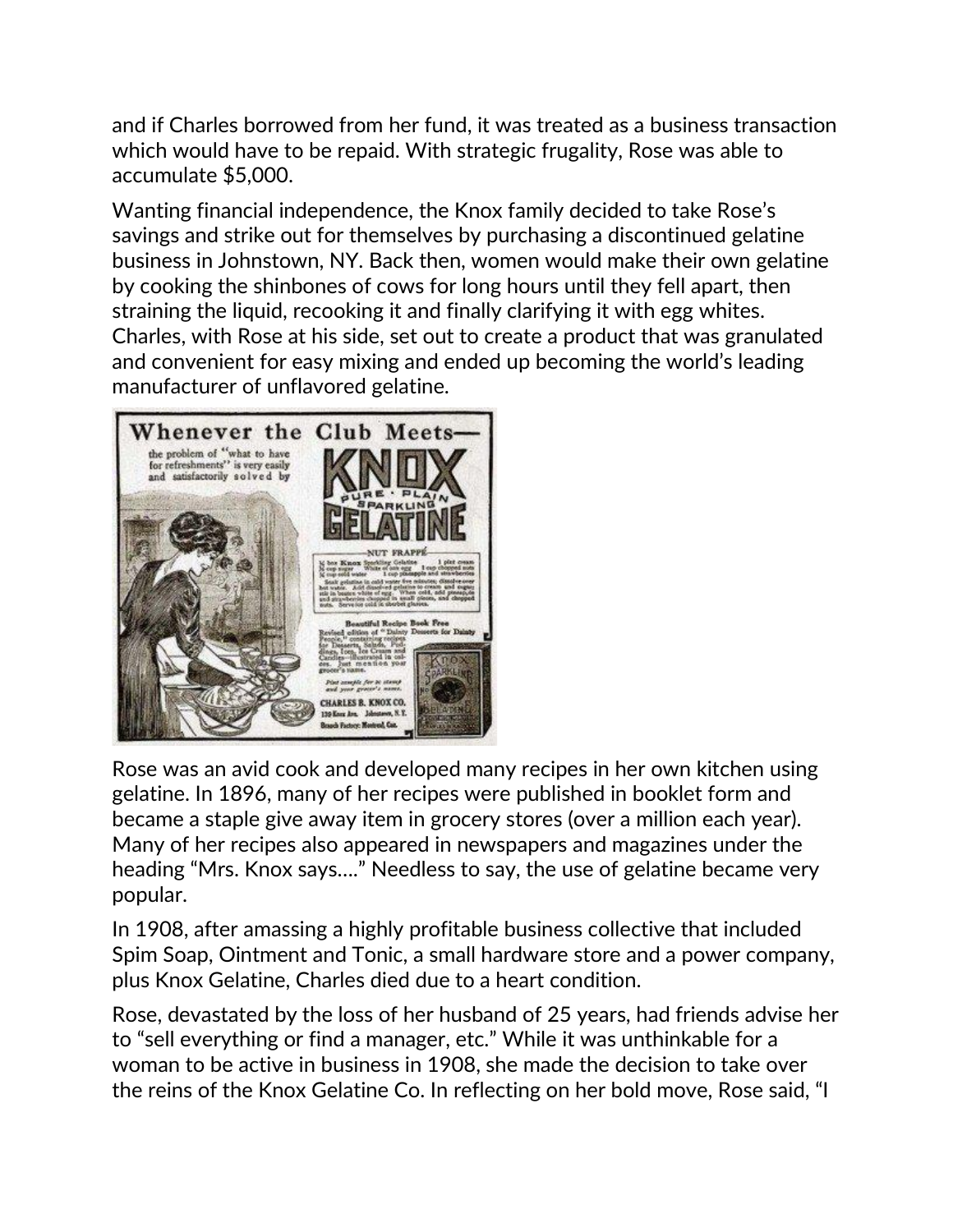and if Charles borrowed from her fund, it was treated as a business transaction which would have to be repaid. With strategic frugality, Rose was able to accumulate $5,000.

Wanting financial independence, the Knox family decided to take Rose's savings and strike out for themselves by purchasing a discontinued gelatine business in Johnstown, NY. Back then, women would make their own gelatine by cooking the shinbones of cows for long hours until they fell apart, then straining the liquid, recooking it and finally clarifying it with egg whites. Charles, with Rose at his side, set out to create a product that was granulated and convenient for easy mixing and ended up becoming the world's leading manufacturer of unflavored gelatine.

Rose was an avid cook and developed many recipes in her own kitchen using gelatine. In 1896, many of her recipes were published in booklet form and became a staple give away item in grocery stores (over a million each year). Many of her recipes also appeared in newspapers and magazines under the heading "Mrs. Knox says…." Needless to say, the use of gelatine became very popular.

In 1908, after amassing a highly profitable business collective that included Spim Soap, Ointment and Tonic, a small hardware store and a power company, plus Knox Gelatine, Charles died due to a heart condition.

Rose, devastated by the loss of her husband of 25 years, had friends advise her to "sell everything or find a manager, etc." While it was unthinkable for a woman to be active in business in 1908, she made the decision to take over the reins of the Knox Gelatine Co. In reflecting on her bold move, Rose said, "I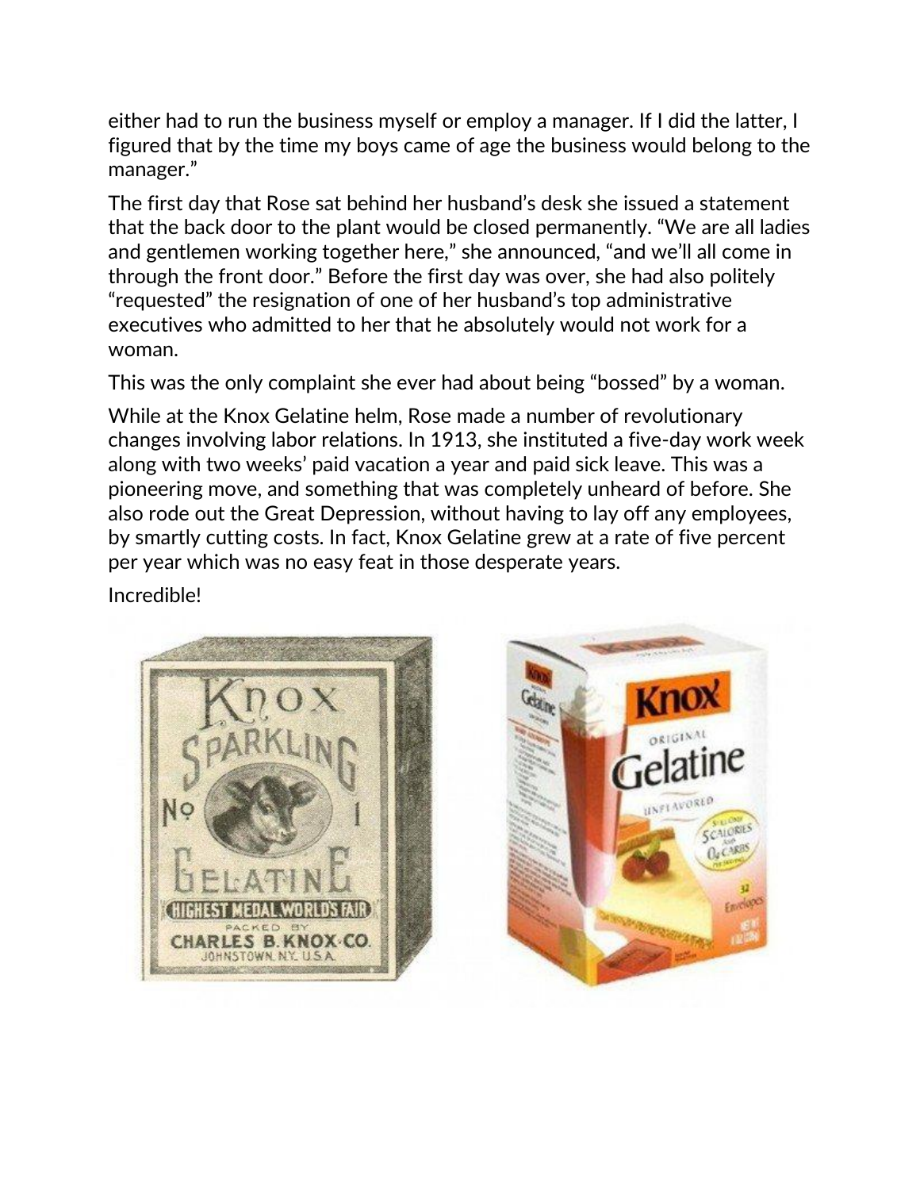either had to run the business myself or employ a manager. If I did the latter, I figured that by the time my boys came of age the business would belong to the manager."

The first day that Rose sat behind her husband's desk she issued a statement that the back door to the plant would be closed permanently. "We are all ladies and gentlemen working together here," she announced, "and we'll all come in through the front door." Before the first day was over, she had also politely "requested" the resignation of one of her husband's top administrative executives who admitted to her that he absolutely would not work for a woman.

This was the only complaint she ever had about being "bossed" by a woman.

While at the Knox Gelatine helm, Rose made a number of revolutionary changes involving labor relations. In 1913, she instituted a five-day work week along with two weeks' paid vacation a year and paid sick leave. This was a pioneering move, and something that was completely unheard of before. She also rode out the Great Depression, without having to lay off any employees, by smartly cutting costs. In fact, Knox Gelatine grew at a rate of five percent per year which was no easy feat in those desperate years.

Incredible!